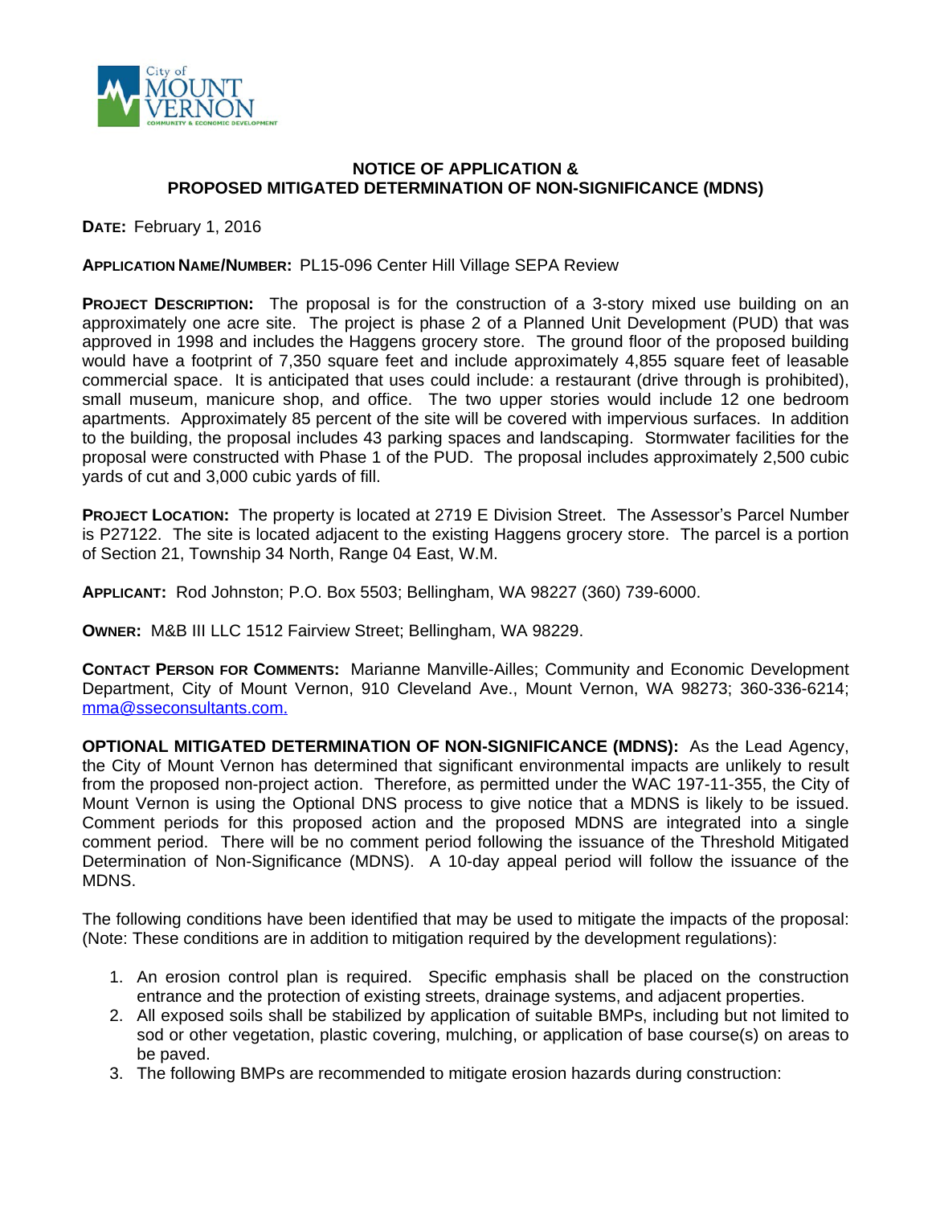**NOTICE OF APPLICATION &**
**PROPOSED MITIGATED DETERMINATION OF NON-SIGNIFICANCE (MDNS)**

**DATE:** February 1, 2016

**APPLICATION NAME/NUMBER:** PL15-096 Center Hill Village SEPA Review

**PROJECT DESCRIPTION:** The proposal is for the construction of a 3-story mixed use building on an approximately one acre site. The project is phase 2 of a Planned Unit Development (PUD) that was approved in 1998 and includes the Haggens grocery store. The ground floor of the proposed building would have a footprint of 7,350 square feet and include approximately 4,855 square feet of leasable commercial space. It is anticipated that uses could include: a restaurant (drive through is prohibited), small museum, manicure shop, and office. The two upper stories would include 12 one bedroom apartments. Approximately 85 percent of the site will be covered with impervious surfaces. In addition to the building, the proposal includes 43 parking spaces and landscaping. Stormwater facilities for the proposal were constructed with Phase 1 of the PUD. The proposal includes approximately 2,500 cubic yards of cut and 3,000 cubic yards of fill.

**PROJECT LOCATION:** The property is located at 2719 E Division Street. The Assessor's Parcel Number is P27122. The site is located adjacent to the existing Haggens grocery store. The parcel is a portion of Section 21, Township 34 North, Range 04 East, W.M.

**APPLICANT:** Rod Johnston; P.O. Box 5503; Bellingham, WA 98227 (360) 739-6000.

**OWNER:** M&B III LLC 1512 Fairview Street; Bellingham, WA 98229.

**CONTACT PERSON FOR COMMENTS:** Marianne Manville-Ailles; Community and Economic Development Department, City of Mount Vernon, 910 Cleveland Ave., Mount Vernon, WA 98273; 360-336-6214; mma@sseconsultants.com.

**OPTIONAL MITIGATED DETERMINATION OF NON-SIGNIFICANCE (MDNS):** As the Lead Agency, the City of Mount Vernon has determined that significant environmental impacts are unlikely to result from the proposed non-project action. Therefore, as permitted under the WAC 197-11-355, the City of Mount Vernon is using the Optional DNS process to give notice that a MDNS is likely to be issued. Comment periods for this proposed action and the proposed MDNS are integrated into a single comment period. There will be no comment period following the issuance of the Threshold Mitigated Determination of Non-Significance (MDNS). A 10-day appeal period will follow the issuance of the MDNS.

The following conditions have been identified that may be used to mitigate the impacts of the proposal: (Note: These conditions are in addition to mitigation required by the development regulations):

1. An erosion control plan is required. Specific emphasis shall be placed on the construction entrance and the protection of existing streets, drainage systems, and adjacent properties.
2. All exposed soils shall be stabilized by application of suitable BMPs, including but not limited to sod or other vegetation, plastic covering, mulching, or application of base course(s) on areas to be paved.
3. The following BMPs are recommended to mitigate erosion hazards during construction: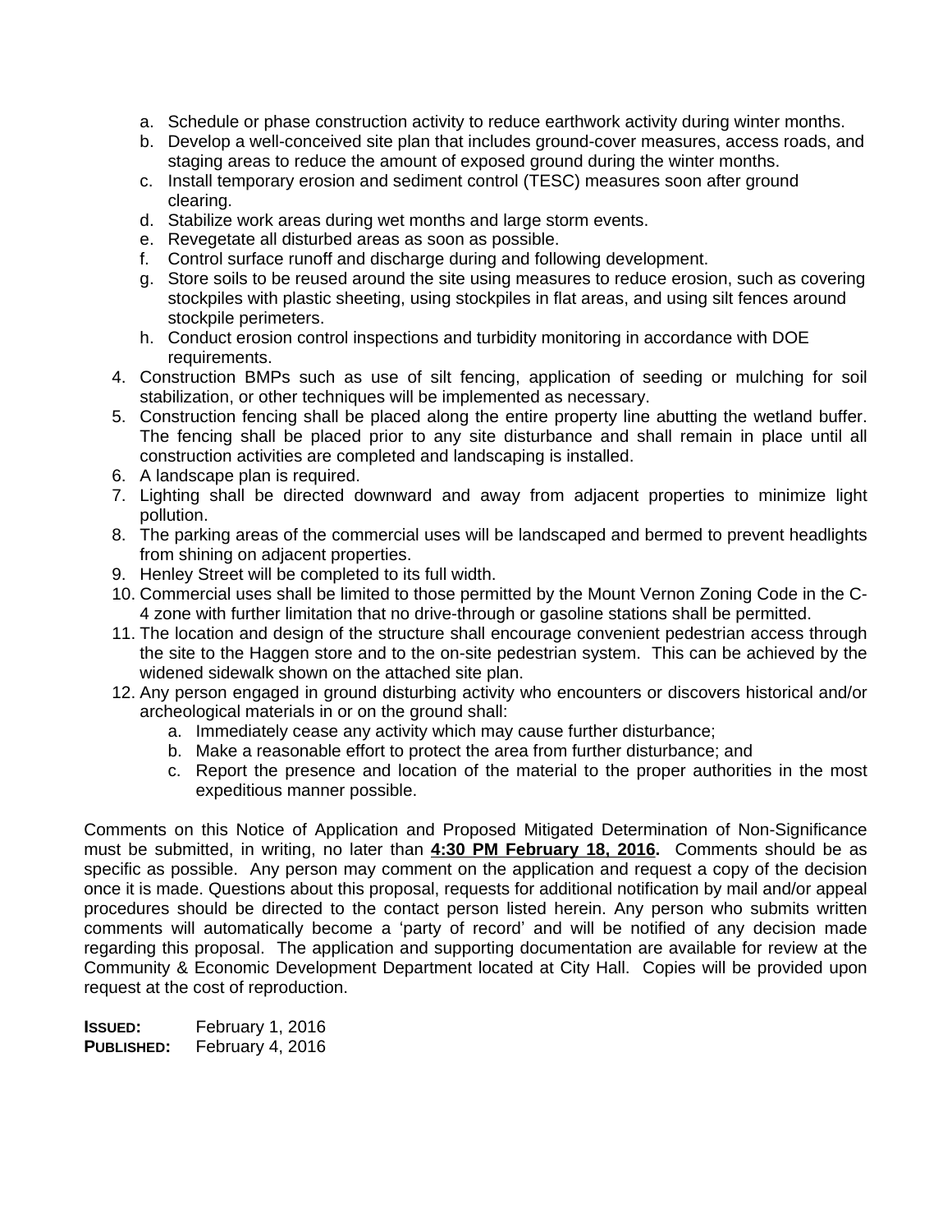a. Schedule or phase construction activity to reduce earthwork activity during winter months.
   b. Develop a well-conceived site plan that includes ground-cover measures, access roads, and staging areas to reduce the amount of exposed ground during the winter months.
   c. Install temporary erosion and sediment control (TESC) measures soon after ground clearing.
   d. Stabilize work areas during wet months and large storm events.
   e. Revegetate all disturbed areas as soon as possible.
   f. Control surface runoff and discharge during and following development.
   g. Store soils to be reused around the site using measures to reduce erosion, such as covering stockpiles with plastic sheeting, using stockpiles in flat areas, and using silt fences around stockpile perimeters.
   h. Conduct erosion control inspections and turbidity monitoring in accordance with DOE requirements.

4. Construction BMPs such as use of silt fencing, application of seeding or mulching for soil stabilization, or other techniques will be implemented as necessary.
5. Construction fencing shall be placed along the entire property line abutting the wetland buffer. The fencing shall be placed prior to any site disturbance and shall remain in place until all construction activities are completed and landscaping is installed.
6. A landscape plan is required.
7. Lighting shall be directed downward and away from adjacent properties to minimize light pollution.
8. The parking areas of the commercial uses will be landscaped and bermed to prevent headlights from shining on adjacent properties.
9. Henley Street will be completed to its full width.
10. Commercial uses shall be limited to those permitted by the Mount Vernon Zoning Code in the C-4 zone with further limitation that no drive-through or gasoline stations shall be permitted.
11. The location and design of the structure shall encourage convenient pedestrian access through the site to the Haggen store and to the on-site pedestrian system. This can be achieved by the widened sidewalk shown on the attached site plan.
12. Any person engaged in ground disturbing activity who encounters or discovers historical and/or archeological materials in or on the ground shall:
    a. Immediately cease any activity which may cause further disturbance;
    b. Make a reasonable effort to protect the area from further disturbance; and
    c. Report the presence and location of the material to the proper authorities in the most expeditious manner possible.

Comments on this Notice of Application and Proposed Mitigated Determination of Non-Significance must be submitted, in writing, no later than **4:30 PM February 18, 2016.** Comments should be as specific as possible. Any person may comment on the application and request a copy of the decision once it is made. Questions about this proposal, requests for additional notification by mail and/or appeal procedures should be directed to the contact person listed herein. Any person who submits written comments will automatically become a 'party of record' and will be notified of any decision made regarding this proposal. The application and supporting documentation are available for review at the Community & Economic Development Department located at City Hall. Copies will be provided upon request at the cost of reproduction.

**ISSUED:** February 1, 2016
**PUBLISHED:** February 4, 2016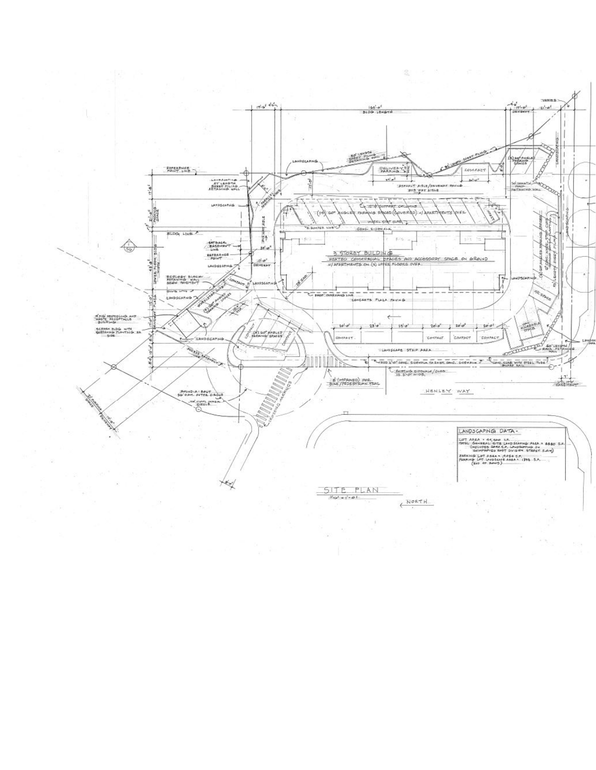SITE PLAN

NORTH

3 STOREY BUILDING
HEATED COMMERCIAL SPACES AND ACCESSORY SPACE ON GROUND
W/APARTMENTS ON (2) UPPER FLOORS OVER

HENLEY WAY

LANDSCAPING DATA -

LOT AREA = 44,900 S.F.
TOTAL GENERAL SITE LANDSCAPING AREA = 8880 S.F.
(INCLUDES 2040 S.F. LANDSCAPING ON UNIMPROVED EAST DIVISION STREET R.O.W.)
PARKING LOT AREA = 19,956 S.F.
PARKING LOT LANDSCAPE AREA = 1392 S.F.
(END OF ROWS)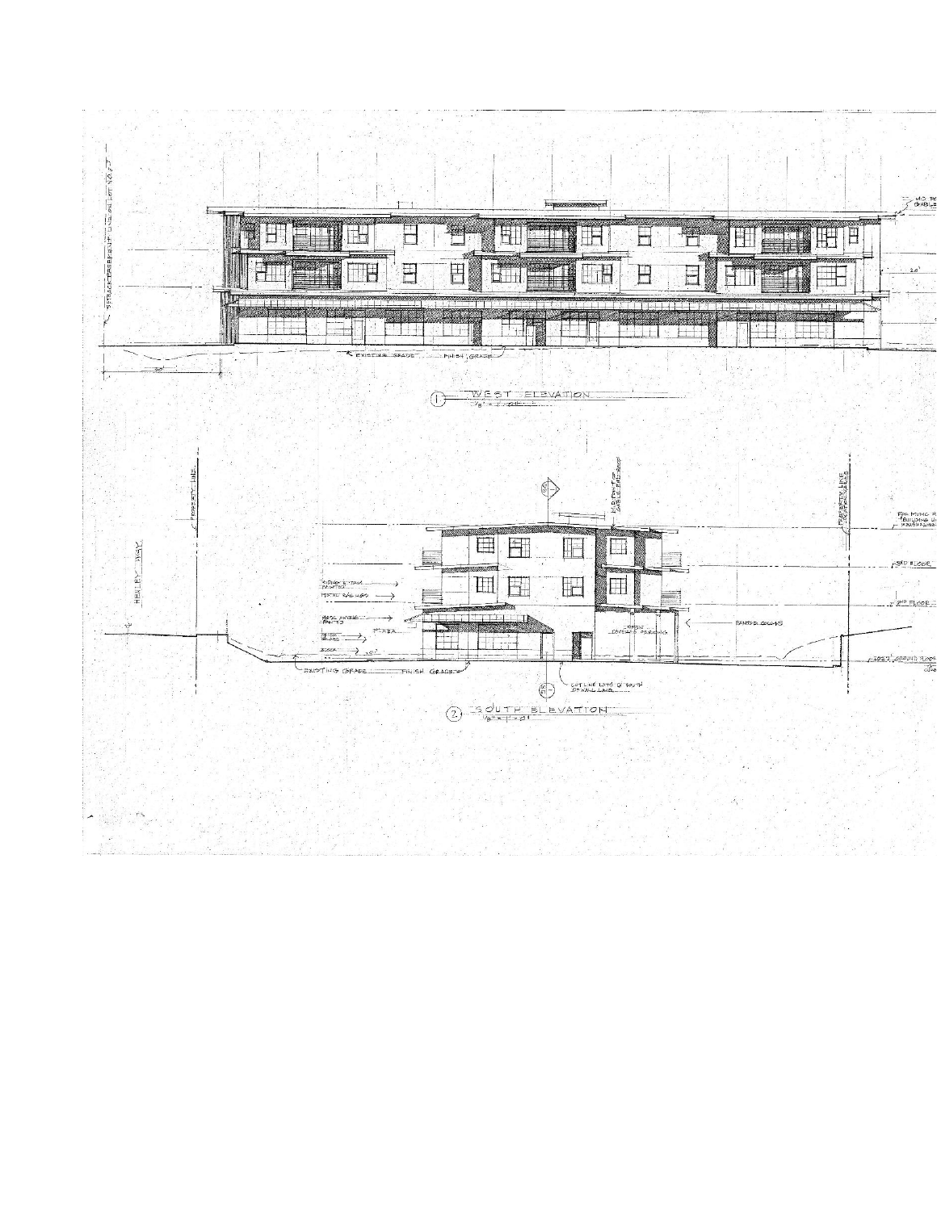WEST ELEVATION

1/8" = 1'-0"

EXISTING GRADE

FINISH GRADE

20'

SOUTH ELEVATION

1/8" = 1'-0"

HENLEY WAY

PROPERTY LINE

METAL RAILINGS

METAL AWNING PAINTED

AREA

EXISTING GRADE

FINISH GRADE

OPEN COVERED PARKING

PAINTED COLUMNS

3RD FLOOR

2ND FLOOR

GROUND FLOOR

PROPERTY LINE